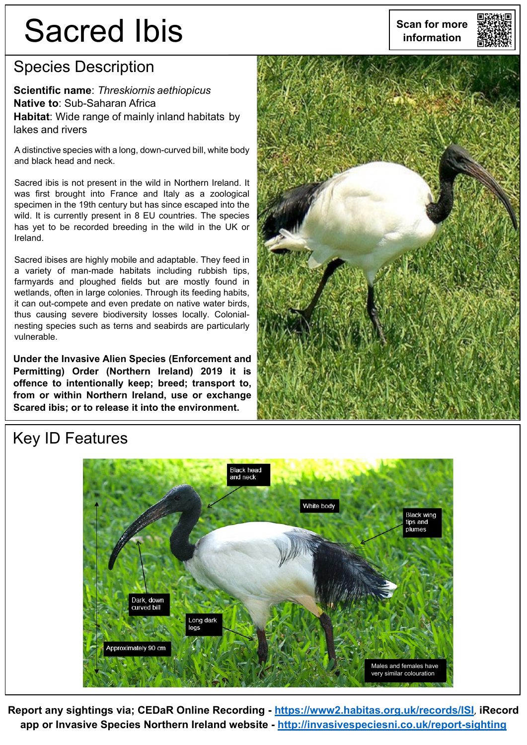# Sacred Ibis

Scan for more information

## Species Description

**Scientific name**: *Threskiornis aethiopicus*
**Native to**: Sub-Saharan Africa
**Habitat**: Wide range of mainly inland habitats by lakes and rivers

A distinctive species with a long, down-curved bill, white body and black head and neck.

Sacred ibis is not present in the wild in Northern Ireland. It was first brought into France and Italy as a zoological specimen in the 19th century but has since escaped into the wild. It is currently present in 8 EU countries. The species has yet to be recorded breeding in the wild in the UK or Ireland.

Sacred ibises are highly mobile and adaptable. They feed in a variety of man-made habitats including rubbish tips, farmyards and ploughed fields but are mostly found in wetlands, often in large colonies. Through its feeding habits, it can out-compete and even predate on native water birds, thus causing severe biodiversity losses locally. Colonial-nesting species such as terns and seabirds are particularly vulnerable.

**Under the Invasive Alien Species (Enforcement and Permitting) Order (Northern Ireland) 2019 it is offence to intentionally keep; breed; transport to, from or within Northern Ireland, use or exchange Scared ibis; or to release it into the environment.**

## Key ID Features

- Black head and neck
- White body
- Black wing tips and plumes
- Dark, down curved bill
- Long dark legs
- Approximately 90 cm
- Males and females have very similar colouration

**Report any sightings via; CEDaR Online Recording - [https://www2.habitas.org.uk/records/ISI](https://www2.habitas.org.uk/records/ISI), iRecord app or Invasive Species Northern Ireland website - [http://invasivespeciesni.co.uk/report-sighting](http://invasivespeciesni.co.uk/report-sighting)**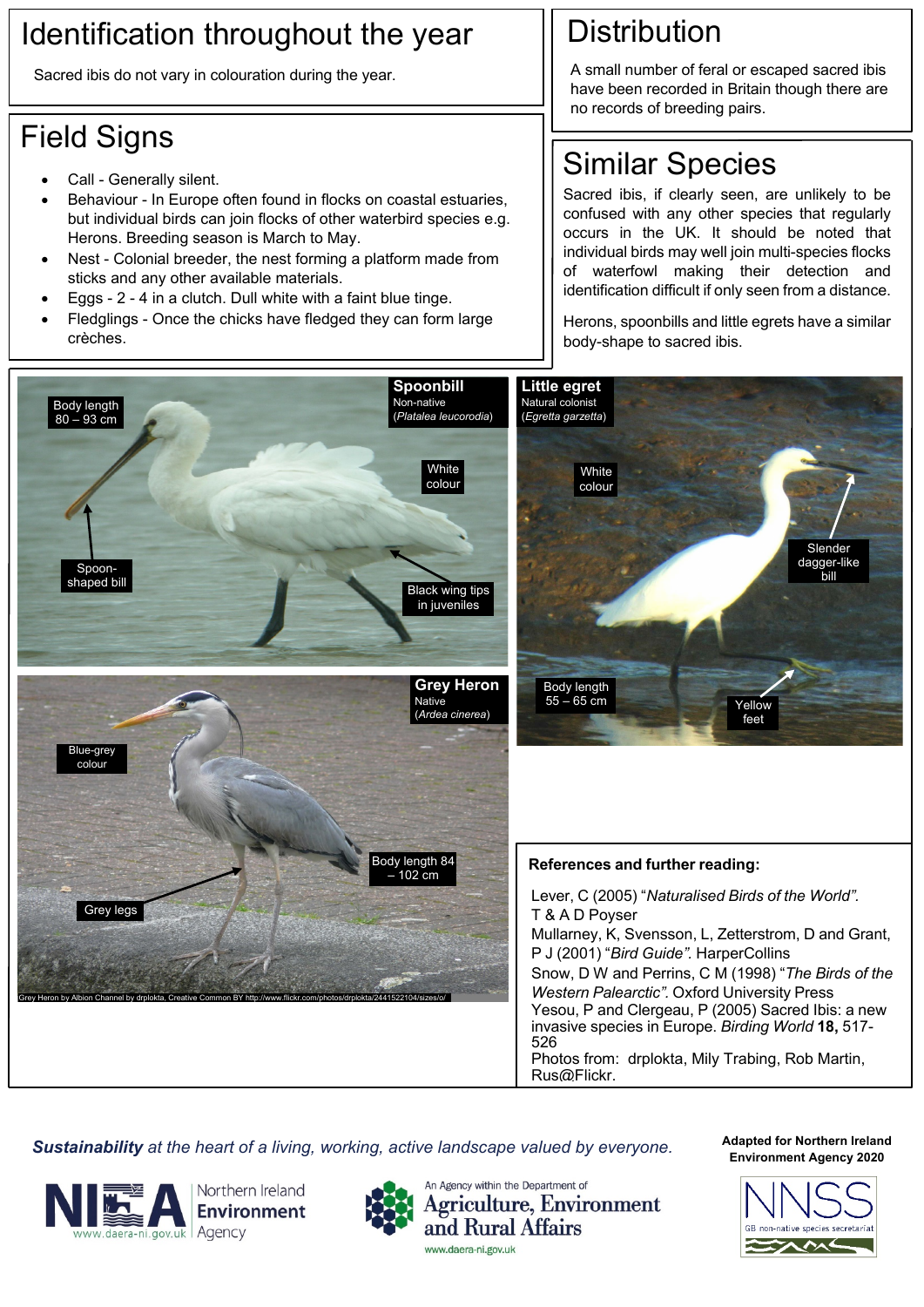## Identification throughout the year

Sacred ibis do not vary in colouration during the year.

## Distribution

A small number of feral or escaped sacred ibis have been recorded in Britain though there are no records of breeding pairs.

## Field Signs

- Call - Generally silent.
- Behaviour - In Europe often found in flocks on coastal estuaries, but individual birds can join flocks of other waterbird species e.g. Herons. Breeding season is March to May.
- Nest - Colonial breeder, the nest forming a platform made from sticks and any other available materials.
- Eggs - 2 - 4 in a clutch. Dull white with a faint blue tinge.
- Fledglings - Once the chicks have fledged they can form large crèches.

## Similar Species

Sacred ibis, if clearly seen, are unlikely to be confused with any other species that regularly occurs in the UK. It should be noted that individual birds may well join multi-species flocks of waterfowl making their detection and identification difficult if only seen from a distance.

Herons, spoonbills and little egrets have a similar body-shape to sacred ibis.

**Spoonbill**
Non-native
(*Platalea leucorodia*)

Body length 80 – 93 cm
White colour
Spoon-shaped bill
Black wing tips in juveniles

**Little egret**
Natural colonist
(*Egretta garzetta*)

White colour
Slender dagger-like bill
Body length 55 – 65 cm
Yellow feet

**Grey Heron**
Native
(*Ardea cinerea*)

Blue-grey colour
Body length 84 – 102 cm
Grey legs

Grey Heron by Albion Channel by drplokta, Creative Common BY http://www.flickr.com/photos/drplokta/2441522104/sizes/o/

### References and further reading:

Lever, C (2005) "*Naturalised Birds of the World*". T & A D Poyser

Mullarney, K, Svensson, L, Zetterstrom, D and Grant, P J (2001) "*Bird Guide*". HarperCollins

Snow, D W and Perrins, C M (1998) "*The Birds of the Western Palearctic*". Oxford University Press

Yesou, P and Clergeau, P (2005) Sacred Ibis: a new invasive species in Europe. *Birding World* **18,** 517-526

Photos from: drplokta, Mily Trabing, Rob Martin, Rus@Flickr.

***Sustainability** at the heart of a living, working, active landscape valued by everyone.*

**Adapted for Northern Ireland Environment Agency 2020**

Northern Ireland Environment Agency
www.daera-ni.gov.uk

An Agency within the Department of Agriculture, Environment and Rural Affairs
www.daera-ni.gov.uk

NNSS
GB non-native species secretariat